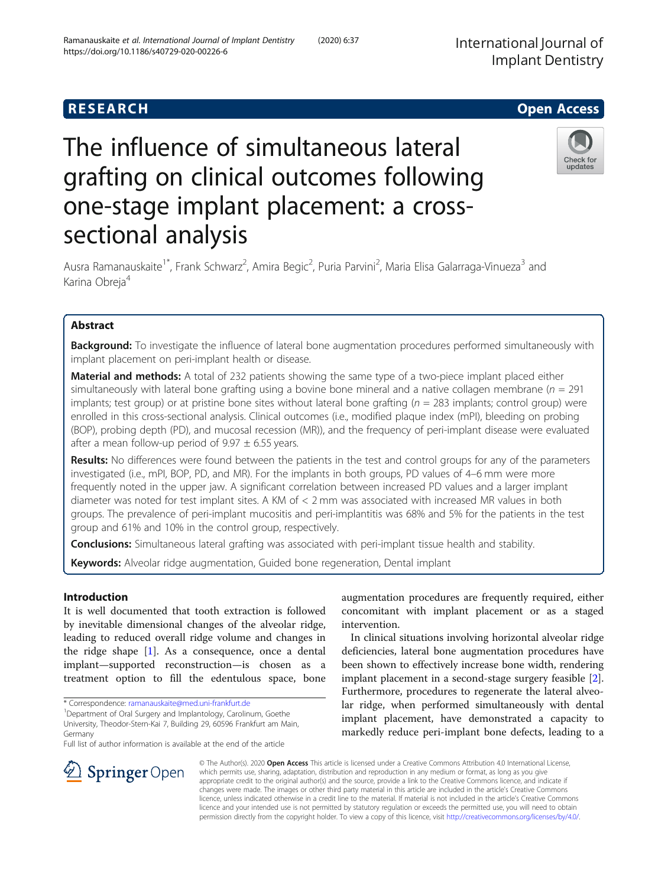RESEARCH Open Access

# The influence of simultaneous lateral grafting on clinical outcomes following one-stage implant placement: a cross-sectional analysis

Ausra Ramanauskaite[1*], Frank Schwarz[2], Amira Begic[2], Puria Parvini[2], Maria Elisa Galarraga-Vinueza[3] and Karina Obreja[4]

## Abstract

**Background:** To investigate the influence of lateral bone augmentation procedures performed simultaneously with implant placement on peri-implant health or disease.

**Material and methods:** A total of 232 patients showing the same type of a two-piece implant placed either simultaneously with lateral bone grafting using a bovine bone mineral and a native collagen membrane ($n$ = 291 implants; test group) or at pristine bone sites without lateral bone grafting ($n$ = 283 implants; control group) were enrolled in this cross-sectional analysis. Clinical outcomes (i.e., modified plaque index (mPI), bleeding on probing (BOP), probing depth (PD), and mucosal recession (MR)), and the frequency of peri-implant disease were evaluated after a mean follow-up period of 9.97 ± 6.55 years.

**Results:** No differences were found between the patients in the test and control groups for any of the parameters investigated (i.e., mPI, BOP, PD, and MR). For the implants in both groups, PD values of 4–6 mm were more frequently noted in the upper jaw. A significant correlation between increased PD values and a larger implant diameter was noted for test implant sites. A KM of < 2 mm was associated with increased MR values in both groups. The prevalence of peri-implant mucositis and peri-implantitis was 68% and 5% for the patients in the test group and 61% and 10% in the control group, respectively.

**Conclusions:** Simultaneous lateral grafting was associated with peri-implant tissue health and stability.

**Keywords:** Alveolar ridge augmentation, Guided bone regeneration, Dental implant

## Introduction

It is well documented that tooth extraction is followed by inevitable dimensional changes of the alveolar ridge, leading to reduced overall ridge volume and changes in the ridge shape [1]. As a consequence, once a dental implant—supported reconstruction—is chosen as a treatment option to fill the edentulous space, bone augmentation procedures are frequently required, either concomitant with implant placement or as a staged intervention.

In clinical situations involving horizontal alveolar ridge deficiencies, lateral bone augmentation procedures have been shown to effectively increase bone width, rendering implant placement in a second-stage surgery feasible [2]. Furthermore, procedures to regenerate the lateral alveolar ridge, when performed simultaneously with dental implant placement, have demonstrated a capacity to markedly reduce peri-implant bone defects, leading to a

* Correspondence: ramanauskaite@med.uni-frankfurt.de

[1]Department of Oral Surgery and Implantology, Carolinum, Goethe University, Theodor-Stern-Kai 7, Building 29, 60596 Frankfurt am Main, Germany

Full list of author information is available at the end of the article

© The Author(s). 2020 **Open Access** This article is licensed under a Creative Commons Attribution 4.0 International License, which permits use, sharing, adaptation, distribution and reproduction in any medium or format, as long as you give appropriate credit to the original author(s) and the source, provide a link to the Creative Commons licence, and indicate if changes were made. The images or other third party material in this article are included in the article's Creative Commons licence, unless indicated otherwise in a credit line to the material. If material is not included in the article's Creative Commons licence and your intended use is not permitted by statutory regulation or exceeds the permitted use, you will need to obtain permission directly from the copyright holder. To view a copy of this licence, visit http://creativecommons.org/licenses/by/4.0/.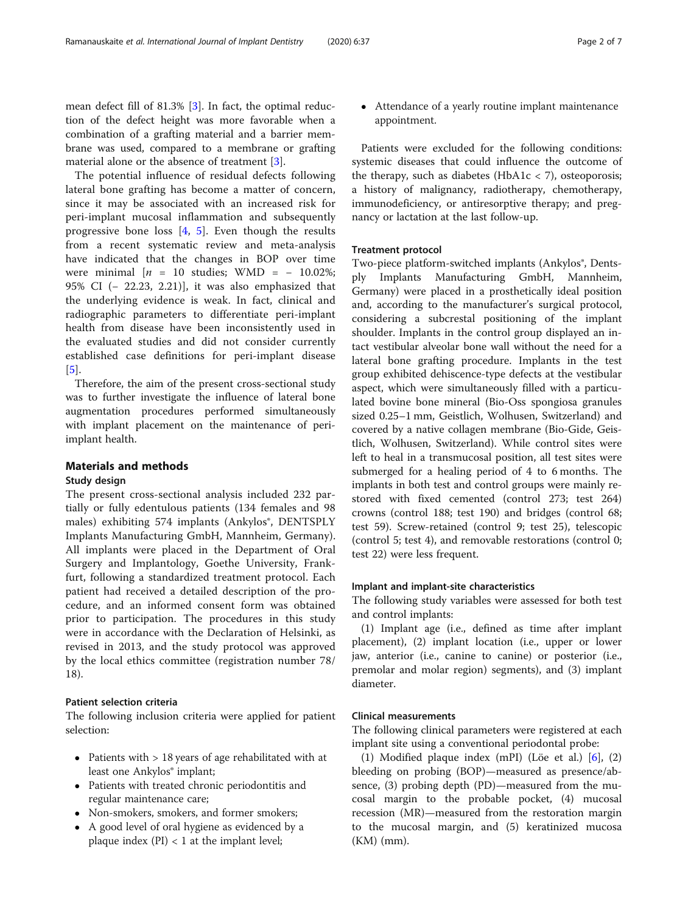mean defect fill of 81.3% [3]. In fact, the optimal reduction of the defect height was more favorable when a combination of a grafting material and a barrier membrane was used, compared to a membrane or grafting material alone or the absence of treatment [3].

The potential influence of residual defects following lateral bone grafting has become a matter of concern, since it may be associated with an increased risk for peri-implant mucosal inflammation and subsequently progressive bone loss [4, 5]. Even though the results from a recent systematic review and meta-analysis have indicated that the changes in BOP over time were minimal [$n$ = 10 studies; WMD = − 10.02%; 95% CI (− 22.23, 2.21)], it was also emphasized that the underlying evidence is weak. In fact, clinical and radiographic parameters to differentiate peri-implant health from disease have been inconsistently used in the evaluated studies and did not consider currently established case definitions for peri-implant disease [5].

Therefore, the aim of the present cross-sectional study was to further investigate the influence of lateral bone augmentation procedures performed simultaneously with implant placement on the maintenance of peri-implant health.

## Materials and methods

### Study design

The present cross-sectional analysis included 232 partially or fully edentulous patients (134 females and 98 males) exhibiting 574 implants (Ankylos®, DENTSPLY Implants Manufacturing GmbH, Mannheim, Germany). All implants were placed in the Department of Oral Surgery and Implantology, Goethe University, Frankfurt, following a standardized treatment protocol. Each patient had received a detailed description of the procedure, and an informed consent form was obtained prior to participation. The procedures in this study were in accordance with the Declaration of Helsinki, as revised in 2013, and the study protocol was approved by the local ethics committee (registration number 78/18).

### Patient selection criteria

The following inclusion criteria were applied for patient selection:

- Patients with > 18 years of age rehabilitated with at least one Ankylos® implant;
- Patients with treated chronic periodontitis and regular maintenance care;
- Non-smokers, smokers, and former smokers;
- A good level of oral hygiene as evidenced by a plaque index (PI) < 1 at the implant level;
- Attendance of a yearly routine implant maintenance appointment.

Patients were excluded for the following conditions: systemic diseases that could influence the outcome of the therapy, such as diabetes (HbA1c < 7), osteoporosis; a history of malignancy, radiotherapy, chemotherapy, immunodeficiency, or antiresorptive therapy; and pregnancy or lactation at the last follow-up.

### Treatment protocol

Two-piece platform-switched implants (Ankylos®, Dentsply Implants Manufacturing GmbH, Mannheim, Germany) were placed in a prosthetically ideal position and, according to the manufacturer's surgical protocol, considering a subcrestal positioning of the implant shoulder. Implants in the control group displayed an intact vestibular alveolar bone wall without the need for a lateral bone grafting procedure. Implants in the test group exhibited dehiscence-type defects at the vestibular aspect, which were simultaneously filled with a particulated bovine bone mineral (Bio-Oss spongiosa granules sized 0.25–1 mm, Geistlich, Wolhusen, Switzerland) and covered by a native collagen membrane (Bio-Gide, Geistlich, Wolhusen, Switzerland). While control sites were left to heal in a transmucosal position, all test sites were submerged for a healing period of 4 to 6 months. The implants in both test and control groups were mainly restored with fixed cemented (control 273; test 264) crowns (control 188; test 190) and bridges (control 68; test 59). Screw-retained (control 9; test 25), telescopic (control 5; test 4), and removable restorations (control 0; test 22) were less frequent.

### Implant and implant-site characteristics

The following study variables were assessed for both test and control implants:

(1) Implant age (i.e., defined as time after implant placement), (2) implant location (i.e., upper or lower jaw, anterior (i.e., canine to canine) or posterior (i.e., premolar and molar region) segments), and (3) implant diameter.

### Clinical measurements

The following clinical parameters were registered at each implant site using a conventional periodontal probe:

(1) Modified plaque index (mPI) (Löe et al.) [6], (2) bleeding on probing (BOP)—measured as presence/absence, (3) probing depth (PD)—measured from the mucosal margin to the probable pocket, (4) mucosal recession (MR)—measured from the restoration margin to the mucosal margin, and (5) keratinized mucosa (KM) (mm).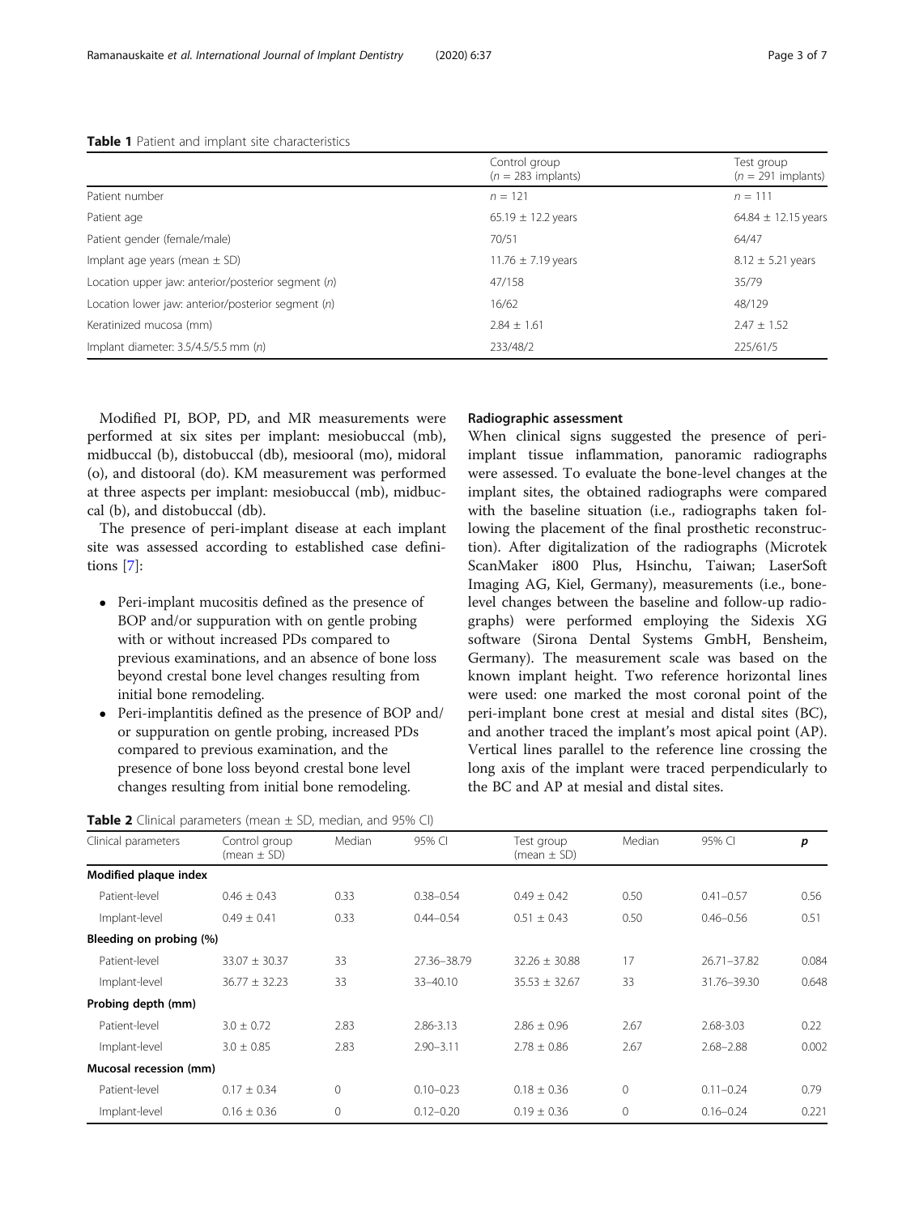**Table 1** Patient and implant site characteristics

| | Control group ($n$ = 283 implants) | Test group ($n$ = 291 implants) |
|---|---|---|
| Patient number | $n$ = 121 | $n$ = 111 |
| Patient age | 65.19 ± 12.2 years | 64.84 ± 12.15 years |
| Patient gender (female/male) | 70/51 | 64/47 |
| Implant age years (mean ± SD) | 11.76 ± 7.19 years | 8.12 ± 5.21 years |
| Location upper jaw: anterior/posterior segment ($n$) | 47/158 | 35/79 |
| Location lower jaw: anterior/posterior segment ($n$) | 16/62 | 48/129 |
| Keratinized mucosa (mm) | 2.84 ± 1.61 | 2.47 ± 1.52 |
| Implant diameter: 3.5/4.5/5.5 mm ($n$) | 233/48/2 | 225/61/5 |

Modified PI, BOP, PD, and MR measurements were performed at six sites per implant: mesiobuccal (mb), midbuccal (b), distobuccal (db), mesiooral (mo), midoral (o), and distooral (do). KM measurement was performed at three aspects per implant: mesiobuccal (mb), midbuccal (b), and distobuccal (db).

The presence of peri-implant disease at each implant site was assessed according to established case definitions [7]:

- Peri-implant mucositis defined as the presence of BOP and/or suppuration with on gentle probing with or without increased PDs compared to previous examinations, and an absence of bone loss beyond crestal bone level changes resulting from initial bone remodeling.
- Peri-implantitis defined as the presence of BOP and/or suppuration on gentle probing, increased PDs compared to previous examination, and the presence of bone loss beyond crestal bone level changes resulting from initial bone remodeling.

### Radiographic assessment

When clinical signs suggested the presence of peri-implant tissue inflammation, panoramic radiographs were assessed. To evaluate the bone-level changes at the implant sites, the obtained radiographs were compared with the baseline situation (i.e., radiographs taken following the placement of the final prosthetic reconstruction). After digitalization of the radiographs (Microtek ScanMaker i800 Plus, Hsinchu, Taiwan; LaserSoft Imaging AG, Kiel, Germany), measurements (i.e., bone-level changes between the baseline and follow-up radiographs) were performed employing the Sidexis XG software (Sirona Dental Systems GmbH, Bensheim, Germany). The measurement scale was based on the known implant height. Two reference horizontal lines were used: one marked the most coronal point of the peri-implant bone crest at mesial and distal sites (BC), and another traced the implant's most apical point (AP). Vertical lines parallel to the reference line crossing the long axis of the implant were traced perpendicularly to the BC and AP at mesial and distal sites.

**Table 2** Clinical parameters (mean ± SD, median, and 95% CI)

| Clinical parameters | Control group (mean ± SD) | Median | 95% CI | Test group (mean ± SD) | Median | 95% CI | $p$ |
|---|---|---|---|---|---|---|---|
| **Modified plaque index** | | | | | | | |
| Patient-level | 0.46 ± 0.43 | 0.33 | 0.38–0.54 | 0.49 ± 0.42 | 0.50 | 0.41–0.57 | 0.56 |
| Implant-level | 0.49 ± 0.41 | 0.33 | 0.44–0.54 | 0.51 ± 0.43 | 0.50 | 0.46–0.56 | 0.51 |
| **Bleeding on probing (%)** | | | | | | | |
| Patient-level | 33.07 ± 30.37 | 33 | 27.36–38.79 | 32.26 ± 30.88 | 17 | 26.71–37.82 | 0.084 |
| Implant-level | 36.77 ± 32.23 | 33 | 33–40.10 | 35.53 ± 32.67 | 33 | 31.76–39.30 | 0.648 |
| **Probing depth (mm)** | | | | | | | |
| Patient-level | 3.0 ± 0.72 | 2.83 | 2.86-3.13 | 2.86 ± 0.96 | 2.67 | 2.68-3.03 | 0.22 |
| Implant-level | 3.0 ± 0.85 | 2.83 | 2.90–3.11 | 2.78 ± 0.86 | 2.67 | 2.68–2.88 | 0.002 |
| **Mucosal recession (mm)** | | | | | | | |
| Patient-level | 0.17 ± 0.34 | 0 | 0.10–0.23 | 0.18 ± 0.36 | 0 | 0.11–0.24 | 0.79 |
| Implant-level | 0.16 ± 0.36 | 0 | 0.12–0.20 | 0.19 ± 0.36 | 0 | 0.16–0.24 | 0.221 |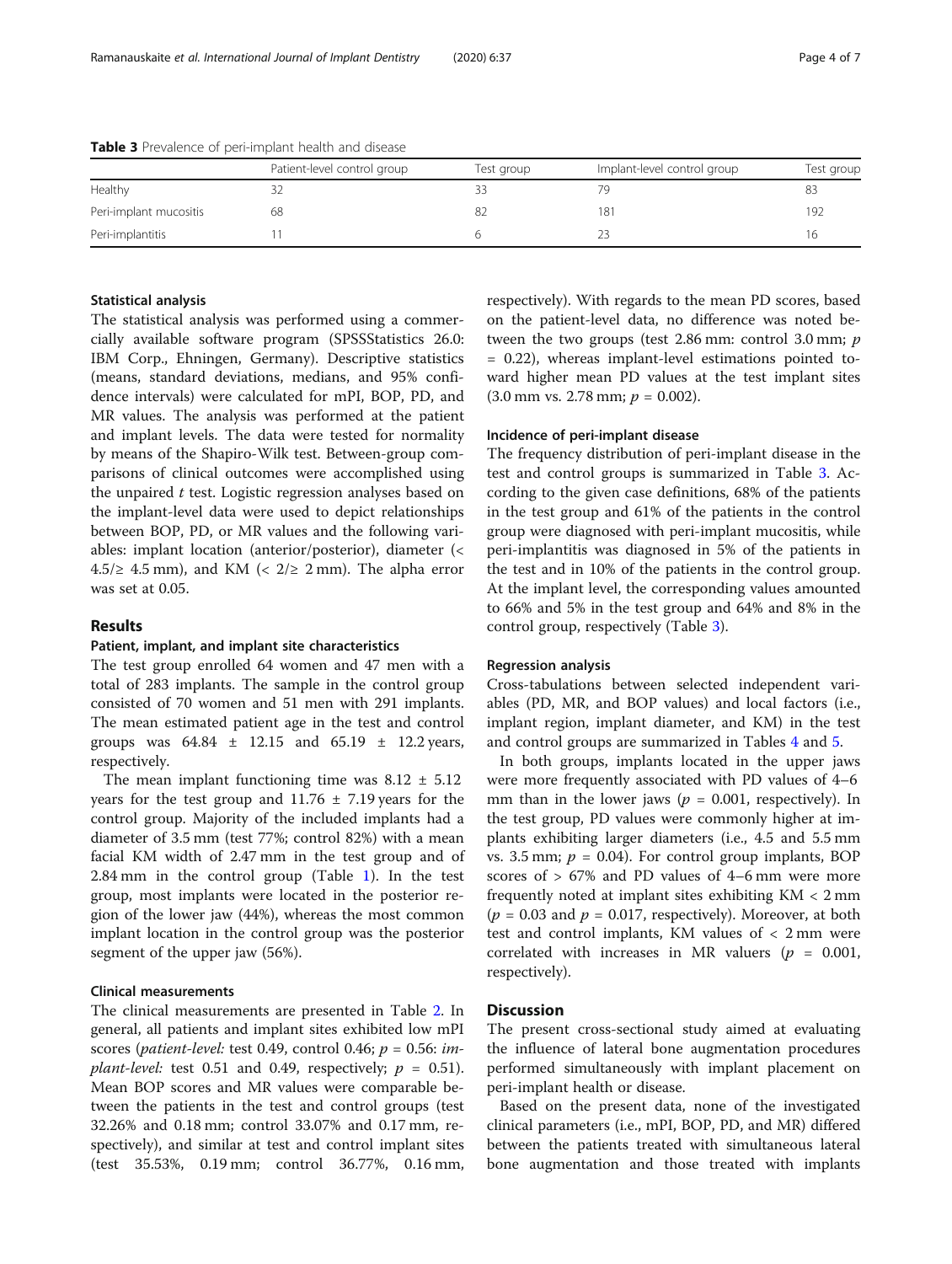**Table 3** Prevalence of peri-implant health and disease

| | Patient-level control group | Test group | Implant-level control group | Test group |
|---|---|---|---|---|
| Healthy | 32 | 33 | 79 | 83 |
| Peri-implant mucositis | 68 | 82 | 181 | 192 |
| Peri-implantitis | 11 | 6 | 23 | 16 |

### Statistical analysis

The statistical analysis was performed using a commercially available software program (SPSSStatistics 26.0: IBM Corp., Ehningen, Germany). Descriptive statistics (means, standard deviations, medians, and 95% confidence intervals) were calculated for mPI, BOP, PD, and MR values. The analysis was performed at the patient and implant levels. The data were tested for normality by means of the Shapiro-Wilk test. Between-group comparisons of clinical outcomes were accomplished using the unpaired *t* test. Logistic regression analyses based on the implant-level data were used to depict relationships between BOP, PD, or MR values and the following variables: implant location (anterior/posterior), diameter (< 4.5/≥ 4.5 mm), and KM (< 2/≥ 2 mm). The alpha error was set at 0.05.

## Results

### Patient, implant, and implant site characteristics

The test group enrolled 64 women and 47 men with a total of 283 implants. The sample in the control group consisted of 70 women and 51 men with 291 implants. The mean estimated patient age in the test and control groups was 64.84 ± 12.15 and 65.19 ± 12.2 years, respectively.

The mean implant functioning time was 8.12 ± 5.12 years for the test group and 11.76 ± 7.19 years for the control group. Majority of the included implants had a diameter of 3.5 mm (test 77%; control 82%) with a mean facial KM width of 2.47 mm in the test group and of 2.84 mm in the control group (Table 1). In the test group, most implants were located in the posterior region of the lower jaw (44%), whereas the most common implant location in the control group was the posterior segment of the upper jaw (56%).

### Clinical measurements

The clinical measurements are presented in Table 2. In general, all patients and implant sites exhibited low mPI scores (*patient-level:* test 0.49, control 0.46; $p = 0.56$: *implant-level:* test 0.51 and 0.49, respectively; $p = 0.51$). Mean BOP scores and MR values were comparable between the patients in the test and control groups (test 32.26% and 0.18 mm; control 33.07% and 0.17 mm, respectively), and similar at test and control implant sites (test 35.53%, 0.19 mm; control 36.77%, 0.16 mm, respectively). With regards to the mean PD scores, based on the patient-level data, no difference was noted between the two groups (test 2.86 mm: control 3.0 mm; $p = 0.22$), whereas implant-level estimations pointed toward higher mean PD values at the test implant sites (3.0 mm vs. 2.78 mm; $p = 0.002$).

### Incidence of peri-implant disease

The frequency distribution of peri-implant disease in the test and control groups is summarized in Table 3. According to the given case definitions, 68% of the patients in the test group and 61% of the patients in the control group were diagnosed with peri-implant mucositis, while peri-implantitis was diagnosed in 5% of the patients in the test and in 10% of the patients in the control group. At the implant level, the corresponding values amounted to 66% and 5% in the test group and 64% and 8% in the control group, respectively (Table 3).

### Regression analysis

Cross-tabulations between selected independent variables (PD, MR, and BOP values) and local factors (i.e., implant region, implant diameter, and KM) in the test and control groups are summarized in Tables 4 and 5.

In both groups, implants located in the upper jaws were more frequently associated with PD values of 4–6 mm than in the lower jaws ($p = 0.001$, respectively). In the test group, PD values were commonly higher at implants exhibiting larger diameters (i.e., 4.5 and 5.5 mm vs. 3.5 mm; $p = 0.04$). For control group implants, BOP scores of > 67% and PD values of 4–6 mm were more frequently noted at implant sites exhibiting KM < 2 mm ($p = 0.03$ and $p = 0.017$, respectively). Moreover, at both test and control implants, KM values of < 2 mm were correlated with increases in MR valuers ($p = 0.001$, respectively).

## Discussion

The present cross-sectional study aimed at evaluating the influence of lateral bone augmentation procedures performed simultaneously with implant placement on peri-implant health or disease.

Based on the present data, none of the investigated clinical parameters (i.e., mPI, BOP, PD, and MR) differed between the patients treated with simultaneous lateral bone augmentation and those treated with implants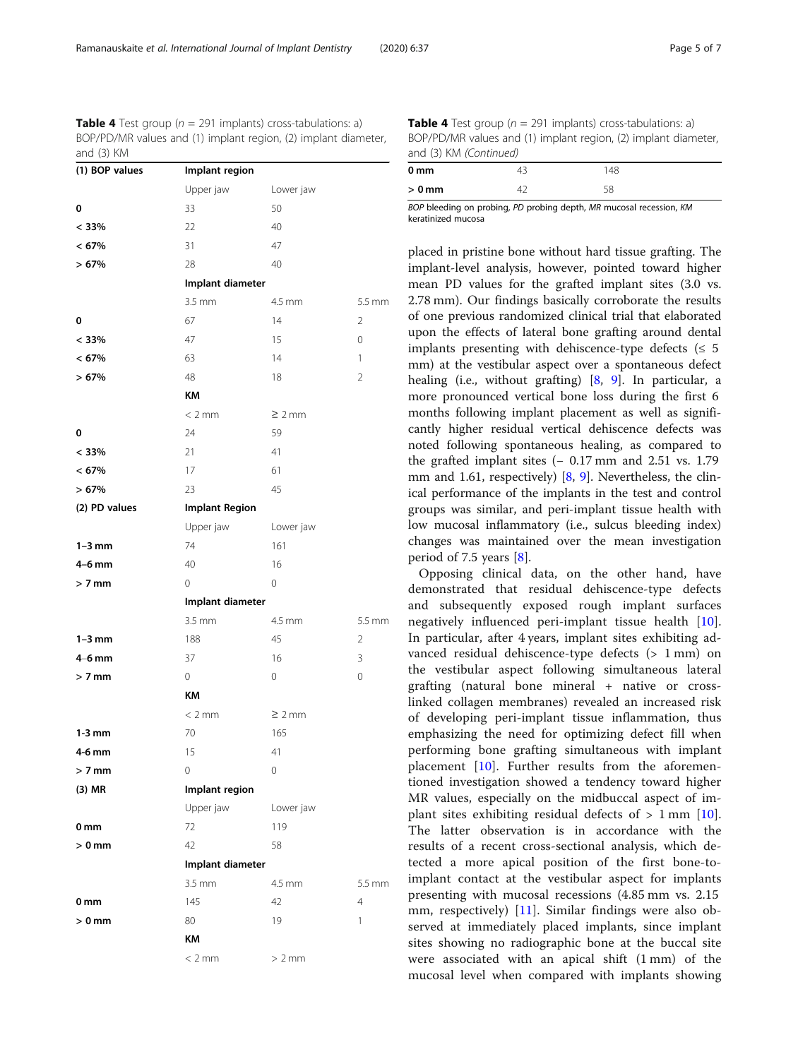**Table 4** Test group ($n$ = 291 implants) cross-tabulations: a) BOP/PD/MR values and (1) implant region, (2) implant diameter, and (3) KM

| **(1) BOP values** | **Implant region** | | |
|---|---|---|---|
| | Upper jaw | Lower jaw | |
| **0** | 33 | 50 | |
| **< 33%** | 22 | 40 | |
| **< 67%** | 31 | 47 | |
| **> 67%** | 28 | 40 | |
| | **Implant diameter** | | |
| | 3.5 mm | 4.5 mm | 5.5 mm |
| **0** | 67 | 14 | 2 |
| **< 33%** | 47 | 15 | 0 |
| **< 67%** | 63 | 14 | 1 |
| **> 67%** | 48 | 18 | 2 |
| | **KM** | | |
| | < 2 mm | ≥ 2 mm | |
| **0** | 24 | 59 | |
| **< 33%** | 21 | 41 | |
| **< 67%** | 17 | 61 | |
| **> 67%** | 23 | 45 | |
| **(2) PD values** | **Implant Region** | | |
| | Upper jaw | Lower jaw | |
| **1–3 mm** | 74 | 161 | |
| **4–6 mm** | 40 | 16 | |
| **> 7 mm** | 0 | 0 | |
| | **Implant diameter** | | |
| | 3.5 mm | 4.5 mm | 5.5 mm |
| **1–3 mm** | 188 | 45 | 2 |
| **4–6 mm** | 37 | 16 | 3 |
| **> 7 mm** | 0 | 0 | 0 |
| | **KM** | | |
| | < 2 mm | ≥ 2 mm | |
| **1-3 mm** | 70 | 165 | |
| **4-6 mm** | 15 | 41 | |
| **> 7 mm** | 0 | 0 | |
| **(3) MR** | **Implant region** | | |
| | Upper jaw | Lower jaw | |
| **0 mm** | 72 | 119 | |
| **> 0 mm** | 42 | 58 | |
| | **Implant diameter** | | |
| | 3.5 mm | 4.5 mm | 5.5 mm |
| **0 mm** | 145 | 42 | 4 |
| **> 0 mm** | 80 | 19 | 1 |
| | **KM** | | |
| | < 2 mm | > 2 mm | |
| **0 mm** | 43 | 148 | |
| **> 0 mm** | 42 | 58 | |

*BOP* bleeding on probing, *PD* probing depth, *MR* mucosal recession, *KM* keratinized mucosa

placed in pristine bone without hard tissue grafting. The implant-level analysis, however, pointed toward higher mean PD values for the grafted implant sites (3.0 vs. 2.78 mm). Our findings basically corroborate the results of one previous randomized clinical trial that elaborated upon the effects of lateral bone grafting around dental implants presenting with dehiscence-type defects (≤ 5 mm) at the vestibular aspect over a spontaneous defect healing (i.e., without grafting) [8, 9]. In particular, a more pronounced vertical bone loss during the first 6 months following implant placement as well as significantly higher residual vertical dehiscence defects was noted following spontaneous healing, as compared to the grafted implant sites (– 0.17 mm and 2.51 vs. 1.79 mm and 1.61, respectively) [8, 9]. Nevertheless, the clinical performance of the implants in the test and control groups was similar, and peri-implant tissue health with low mucosal inflammatory (i.e., sulcus bleeding index) changes was maintained over the mean investigation period of 7.5 years [8].

Opposing clinical data, on the other hand, have demonstrated that residual dehiscence-type defects and subsequently exposed rough implant surfaces negatively influenced peri-implant tissue health [10]. In particular, after 4 years, implant sites exhibiting advanced residual dehiscence-type defects (> 1 mm) on the vestibular aspect following simultaneous lateral grafting (natural bone mineral + native or cross-linked collagen membranes) revealed an increased risk of developing peri-implant tissue inflammation, thus emphasizing the need for optimizing defect fill when performing bone grafting simultaneous with implant placement [10]. Further results from the aforementioned investigation showed a tendency toward higher MR values, especially on the midbuccal aspect of implant sites exhibiting residual defects of > 1 mm [10]. The latter observation is in accordance with the results of a recent cross-sectional analysis, which detected a more apical position of the first bone-to-implant contact at the vestibular aspect for implants presenting with mucosal recessions (4.85 mm vs. 2.15 mm, respectively) [11]. Similar findings were also observed at immediately placed implants, since implant sites showing no radiographic bone at the buccal site were associated with an apical shift (1 mm) of the mucosal level when compared with implants showing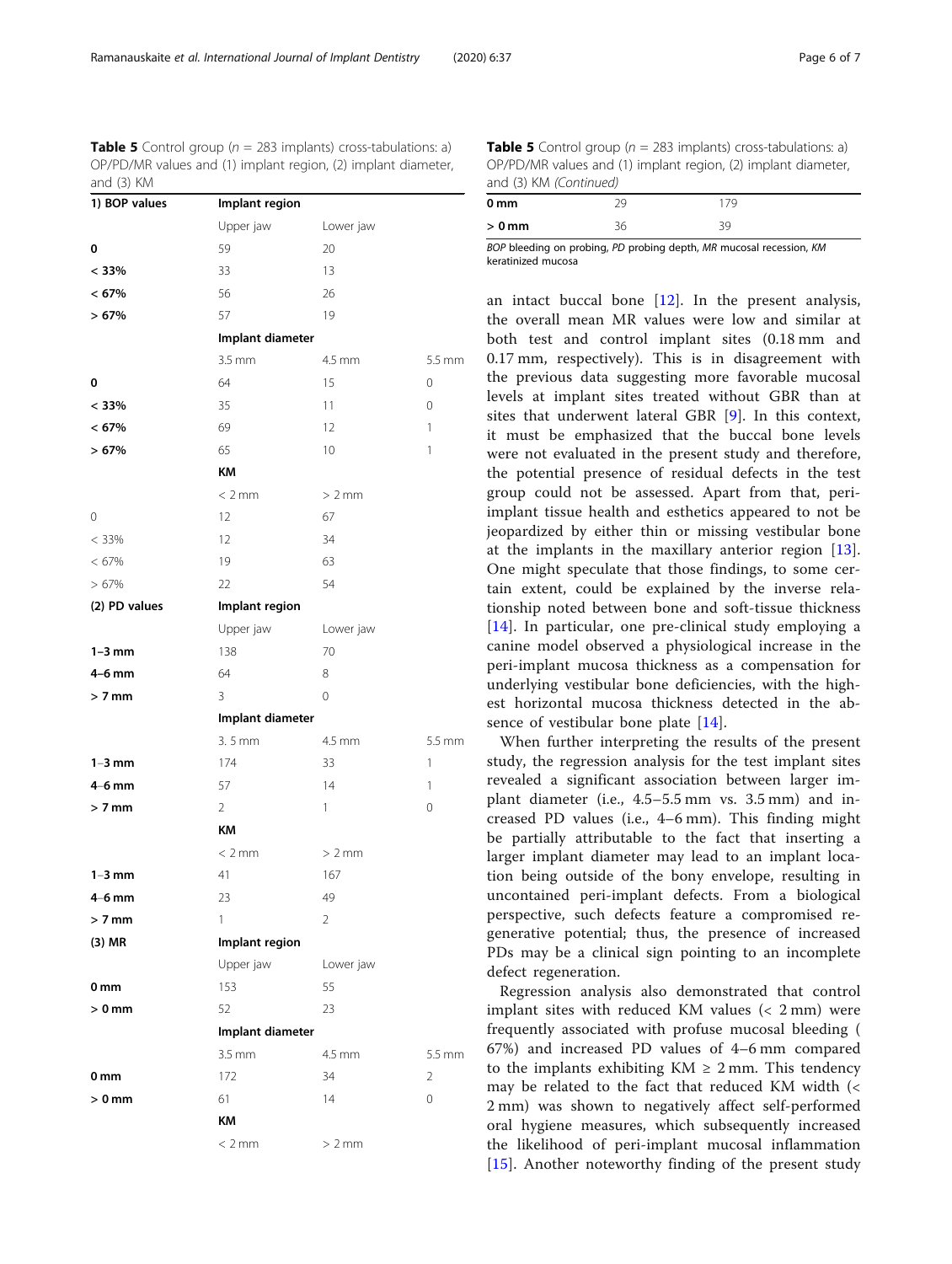**Table 5** Control group ($n$ = 283 implants) cross-tabulations: a) OP/PD/MR values and (1) implant region, (2) implant diameter, and (3) KM

| 1) BOP values | Implant region | | |
|---|---|---|---|
| | Upper jaw | Lower jaw | |
| **0** | 59 | 20 | |
| **< 33%** | 33 | 13 | |
| **< 67%** | 56 | 26 | |
| **> 67%** | 57 | 19 | |
| | **Implant diameter** | | |
| | 3.5 mm | 4.5 mm | 5.5 mm |
| **0** | 64 | 15 | 0 |
| **< 33%** | 35 | 11 | 0 |
| **< 67%** | 69 | 12 | 1 |
| **> 67%** | 65 | 10 | 1 |
| | **KM** | | |
| | < 2 mm | > 2 mm | |
| 0 | 12 | 67 | |
| < 33% | 12 | 34 | |
| < 67% | 19 | 63 | |
| > 67% | 22 | 54 | |
| **(2) PD values** | **Implant region** | | |
| | Upper jaw | Lower jaw | |
| **1–3 mm** | 138 | 70 | |
| **4–6 mm** | 64 | 8 | |
| **> 7 mm** | 3 | 0 | |
| | **Implant diameter** | | |
| | 3. 5 mm | 4.5 mm | 5.5 mm |
| **1–3 mm** | 174 | 33 | 1 |
| **4–6 mm** | 57 | 14 | 1 |
| **> 7 mm** | 2 | 1 | 0 |
| | **KM** | | |
| | < 2 mm | > 2 mm | |
| **1–3 mm** | 41 | 167 | |
| **4–6 mm** | 23 | 49 | |
| **> 7 mm** | 1 | 2 | |
| **(3) MR** | **Implant region** | | |
| | Upper jaw | Lower jaw | |
| **0 mm** | 153 | 55 | |
| **> 0 mm** | 52 | 23 | |
| | **Implant diameter** | | |
| | 3.5 mm | 4.5 mm | 5.5 mm |
| **0 mm** | 172 | 34 | 2 |
| **> 0 mm** | 61 | 14 | 0 |
| | **KM** | | |
| | < 2 mm | > 2 mm | |
| **0 mm** | 29 | 179 | |
| **> 0 mm** | 36 | 39 | |

*BOP* bleeding on probing, *PD* probing depth, *MR* mucosal recession, *KM* keratinized mucosa

an intact buccal bone [12]. In the present analysis, the overall mean MR values were low and similar at both test and control implant sites (0.18 mm and 0.17 mm, respectively). This is in disagreement with the previous data suggesting more favorable mucosal levels at implant sites treated without GBR than at sites that underwent lateral GBR [9]. In this context, it must be emphasized that the buccal bone levels were not evaluated in the present study and therefore, the potential presence of residual defects in the test group could not be assessed. Apart from that, peri-implant tissue health and esthetics appeared to not be jeopardized by either thin or missing vestibular bone at the implants in the maxillary anterior region [13]. One might speculate that those findings, to some certain extent, could be explained by the inverse relationship noted between bone and soft-tissue thickness [14]. In particular, one pre-clinical study employing a canine model observed a physiological increase in the peri-implant mucosa thickness as a compensation for underlying vestibular bone deficiencies, with the highest horizontal mucosa thickness detected in the absence of vestibular bone plate [14].

When further interpreting the results of the present study, the regression analysis for the test implant sites revealed a significant association between larger implant diameter (i.e., 4.5–5.5 mm vs. 3.5 mm) and increased PD values (i.e., 4–6 mm). This finding might be partially attributable to the fact that inserting a larger implant diameter may lead to an implant location being outside of the bony envelope, resulting in uncontained peri-implant defects. From a biological perspective, such defects feature a compromised regenerative potential; thus, the presence of increased PDs may be a clinical sign pointing to an incomplete defect regeneration.

Regression analysis also demonstrated that control implant sites with reduced KM values (< 2 mm) were frequently associated with profuse mucosal bleeding ( 67%) and increased PD values of 4–6 mm compared to the implants exhibiting KM ≥ 2 mm. This tendency may be related to the fact that reduced KM width (< 2 mm) was shown to negatively affect self-performed oral hygiene measures, which subsequently increased the likelihood of peri-implant mucosal inflammation [15]. Another noteworthy finding of the present study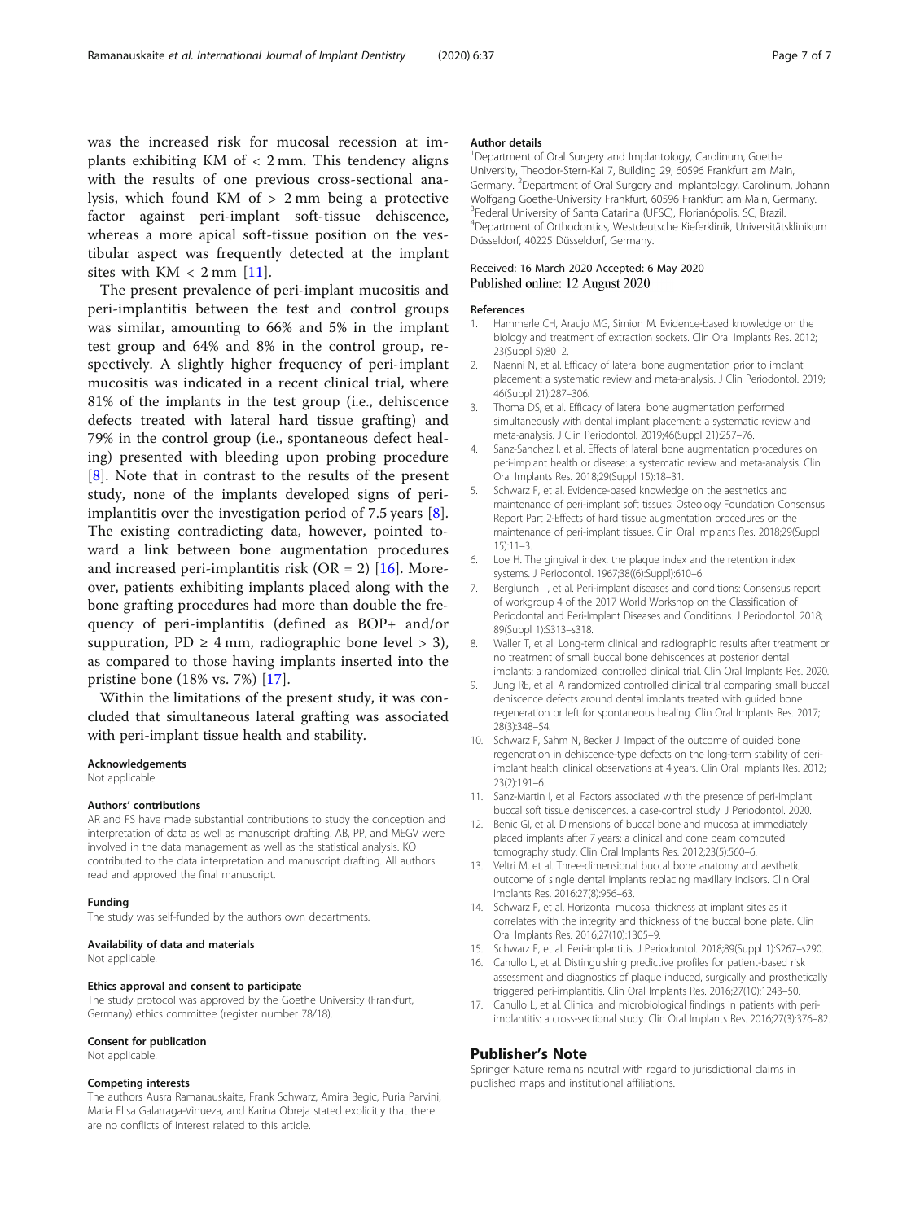was the increased risk for mucosal recession at implants exhibiting KM of < 2 mm. This tendency aligns with the results of one previous cross-sectional analysis, which found KM of > 2 mm being a protective factor against peri-implant soft-tissue dehiscence, whereas a more apical soft-tissue position on the vestibular aspect was frequently detected at the implant sites with KM < 2 mm [11].

The present prevalence of peri-implant mucositis and peri-implantitis between the test and control groups was similar, amounting to 66% and 5% in the implant test group and 64% and 8% in the control group, respectively. A slightly higher frequency of peri-implant mucositis was indicated in a recent clinical trial, where 81% of the implants in the test group (i.e., dehiscence defects treated with lateral hard tissue grafting) and 79% in the control group (i.e., spontaneous defect healing) presented with bleeding upon probing procedure [8]. Note that in contrast to the results of the present study, none of the implants developed signs of peri-implantitis over the investigation period of 7.5 years [8]. The existing contradicting data, however, pointed toward a link between bone augmentation procedures and increased peri-implantitis risk (OR = 2) [16]. Moreover, patients exhibiting implants placed along with the bone grafting procedures had more than double the frequency of peri-implantitis (defined as BOP+ and/or suppuration, PD ≥ 4 mm, radiographic bone level > 3), as compared to those having implants inserted into the pristine bone (18% vs. 7%) [17].

Within the limitations of the present study, it was concluded that simultaneous lateral grafting was associated with peri-implant tissue health and stability.

#### Acknowledgements
Not applicable.

#### Authors' contributions
AR and FS have made substantial contributions to study the conception and interpretation of data as well as manuscript drafting. AB, PP, and MEGV were involved in the data management as well as the statistical analysis. KO contributed to the data interpretation and manuscript drafting. All authors read and approved the final manuscript.

#### Funding
The study was self-funded by the authors own departments.

#### Availability of data and materials
Not applicable.

#### Ethics approval and consent to participate
The study protocol was approved by the Goethe University (Frankfurt, Germany) ethics committee (register number 78/18).

#### Consent for publication
Not applicable.

#### Competing interests
The authors Ausra Ramanauskaite, Frank Schwarz, Amira Begic, Puria Parvini, Maria Elisa Galarraga-Vinueza, and Karina Obreja stated explicitly that there are no conflicts of interest related to this article.

#### Author details
[1]Department of Oral Surgery and Implantology, Carolinum, Goethe University, Theodor-Stern-Kai 7, Building 29, 60596 Frankfurt am Main, Germany. [2]Department of Oral Surgery and Implantology, Carolinum, Johann Wolfgang Goethe-University Frankfurt, 60596 Frankfurt am Main, Germany. [3]Federal University of Santa Catarina (UFSC), Florianópolis, SC, Brazil. [4]Department of Orthodontics, Westdeutsche Kieferklinik, Universitätsklinikum Düsseldorf, 40225 Düsseldorf, Germany.

Received: 16 March 2020 Accepted: 6 May 2020
Published online: 12 August 2020

#### References
1. Hammerle CH, Araujo MG, Simion M. Evidence-based knowledge on the biology and treatment of extraction sockets. Clin Oral Implants Res. 2012; 23(Suppl 5):80–2.
2. Naenni N, et al. Efficacy of lateral bone augmentation prior to implant placement: a systematic review and meta-analysis. J Clin Periodontol. 2019; 46(Suppl 21):287–306.
3. Thoma DS, et al. Efficacy of lateral bone augmentation performed simultaneously with dental implant placement: a systematic review and meta-analysis. J Clin Periodontol. 2019;46(Suppl 21):257–76.
4. Sanz-Sanchez I, et al. Effects of lateral bone augmentation procedures on peri-implant health or disease: a systematic review and meta-analysis. Clin Oral Implants Res. 2018;29(Suppl 15):18–31.
5. Schwarz F, et al. Evidence-based knowledge on the aesthetics and maintenance of peri-implant soft tissues: Osteology Foundation Consensus Report Part 2-Effects of hard tissue augmentation procedures on the maintenance of peri-implant tissues. Clin Oral Implants Res. 2018;29(Suppl 15):11–3.
6. Loe H. The gingival index, the plaque index and the retention index systems. J Periodontol. 1967;38((6):Suppl):610–6.
7. Berglundh T, et al. Peri-implant diseases and conditions: Consensus report of workgroup 4 of the 2017 World Workshop on the Classification of Periodontal and Peri-Implant Diseases and Conditions. J Periodontol. 2018; 89(Suppl 1):S313–s318.
8. Waller T, et al. Long-term clinical and radiographic results after treatment or no treatment of small buccal bone dehiscences at posterior dental implants: a randomized, controlled clinical trial. Clin Oral Implants Res. 2020.
9. Jung RE, et al. A randomized controlled clinical trial comparing small buccal dehiscence defects around dental implants treated with guided bone regeneration or left for spontaneous healing. Clin Oral Implants Res. 2017; 28(3):348–54.
10. Schwarz F, Sahm N, Becker J. Impact of the outcome of guided bone regeneration in dehiscence-type defects on the long-term stability of peri-implant health: clinical observations at 4 years. Clin Oral Implants Res. 2012; 23(2):191–6.
11. Sanz-Martin I, et al. Factors associated with the presence of peri-implant buccal soft tissue dehiscences. a case-control study. J Periodontol. 2020.
12. Benic GI, et al. Dimensions of buccal bone and mucosa at immediately placed implants after 7 years: a clinical and cone beam computed tomography study. Clin Oral Implants Res. 2012;23(5):560–6.
13. Veltri M, et al. Three-dimensional buccal bone anatomy and aesthetic outcome of single dental implants replacing maxillary incisors. Clin Oral Implants Res. 2016;27(8):956–63.
14. Schwarz F, et al. Horizontal mucosal thickness at implant sites as it correlates with the integrity and thickness of the buccal bone plate. Clin Oral Implants Res. 2016;27(10):1305–9.
15. Schwarz F, et al. Peri-implantitis. J Periodontol. 2018;89(Suppl 1):S267–s290.
16. Canullo L, et al. Distinguishing predictive profiles for patient-based risk assessment and diagnostics of plaque induced, surgically and prosthetically triggered peri-implantitis. Clin Oral Implants Res. 2016;27(10):1243–50.
17. Canullo L, et al. Clinical and microbiological findings in patients with peri-implantitis: a cross-sectional study. Clin Oral Implants Res. 2016;27(3):376–82.

## Publisher's Note
Springer Nature remains neutral with regard to jurisdictional claims in published maps and institutional affiliations.